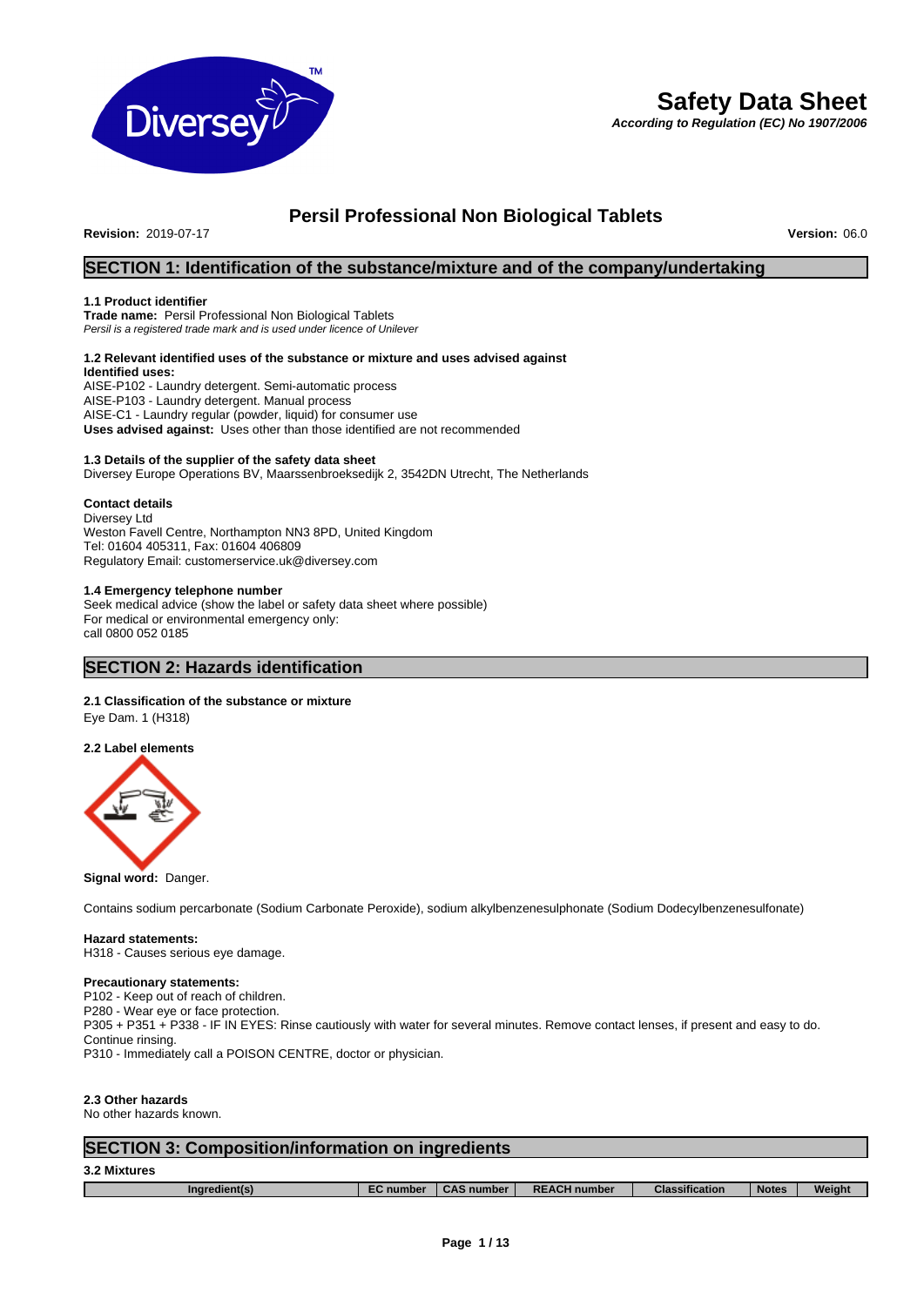# Safety Data Sheet

***According to Regulation (EC) No 1907/2006***

## Persil Professional Non Biological Tablets

**Revision:** 2019-07-17 **Version:** 06.0

## SECTION 1: Identification of the substance/mixture and of the company/undertaking

### 1.1 Product identifier

**Trade name:** Persil Professional Non Biological Tablets
*Persil is a registered trade mark and is used under licence of Unilever*

### 1.2 Relevant identified uses of the substance or mixture and uses advised against

**Identified uses:**
AISE-P102 - Laundry detergent. Semi-automatic process
AISE-P103 - Laundry detergent. Manual process
AISE-C1 - Laundry regular (powder, liquid) for consumer use
**Uses advised against:** Uses other than those identified are not recommended

### 1.3 Details of the supplier of the safety data sheet

Diversey Europe Operations BV, Maarssenbroeksedijk 2, 3542DN Utrecht, The Netherlands

**Contact details**
Diversey Ltd
Weston Favell Centre, Northampton NN3 8PD, United Kingdom
Tel: 01604 405311, Fax: 01604 406809
Regulatory Email: customerservice.uk@diversey.com

### 1.4 Emergency telephone number

Seek medical advice (show the label or safety data sheet where possible)
For medical or environmental emergency only:
call 0800 052 0185

## SECTION 2: Hazards identification

### 2.1 Classification of the substance or mixture

Eye Dam. 1 (H318)

### 2.2 Label elements

**Signal word:** Danger.

Contains sodium percarbonate (Sodium Carbonate Peroxide), sodium alkylbenzenesulphonate (Sodium Dodecylbenzenesulfonate)

**Hazard statements:**
H318 - Causes serious eye damage.

**Precautionary statements:**
P102 - Keep out of reach of children.
P280 - Wear eye or face protection.
P305 + P351 + P338 - IF IN EYES: Rinse cautiously with water for several minutes. Remove contact lenses, if present and easy to do. Continue rinsing.
P310 - Immediately call a POISON CENTRE, doctor or physician.

### 2.3 Other hazards

No other hazards known.

## SECTION 3: Composition/information on ingredients

### 3.2 Mixtures

| Ingredient(s) | EC number | CAS number | REACH number | Classification | Notes | Weight |
|---|---|---|---|---|---|---|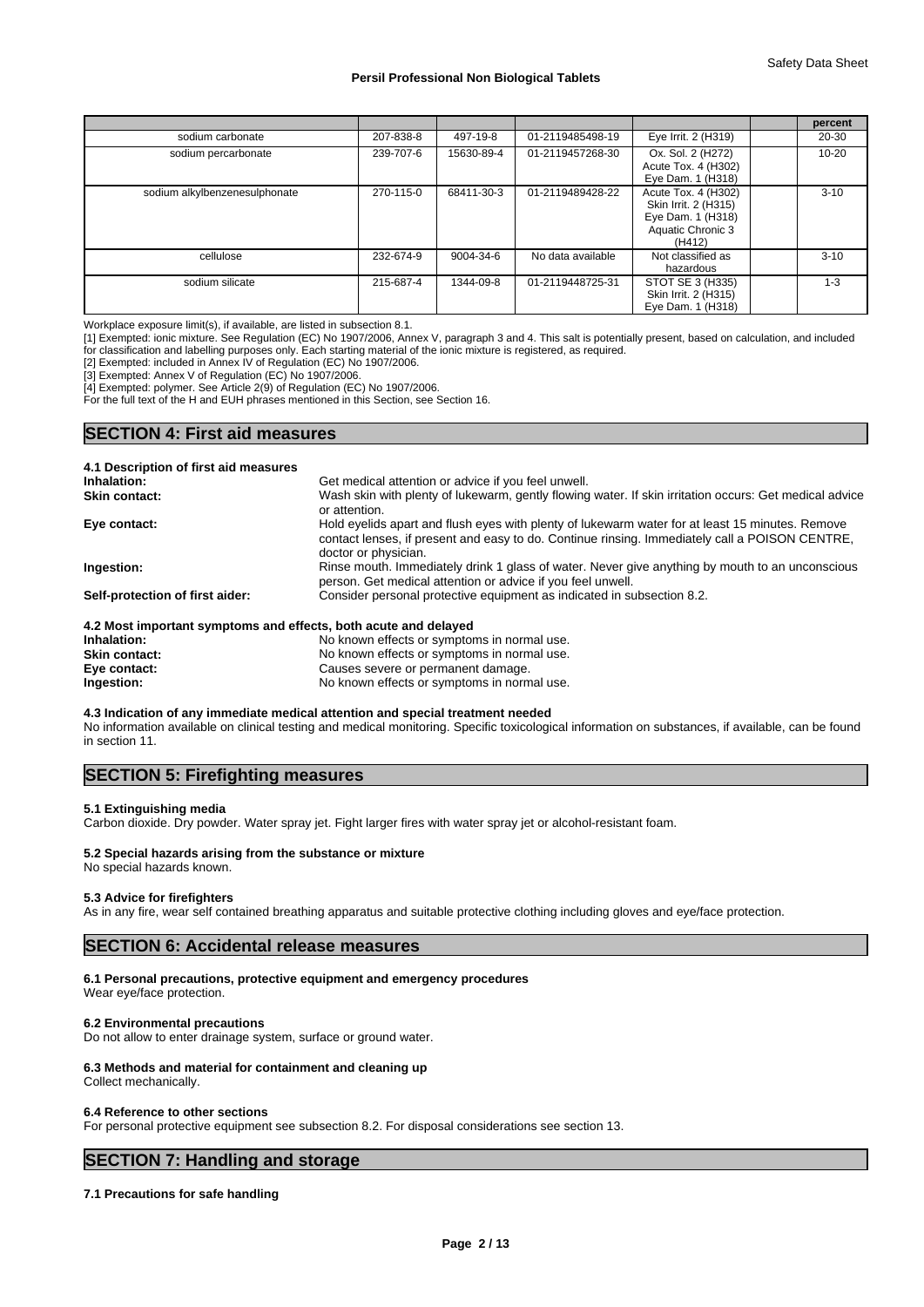| | | | | | | percent |
|---|---|---|---|---|---|---|
| sodium carbonate | 207-838-8 | 497-19-8 | 01-2119485498-19 | Eye Irrit. 2 (H319) | | 20-30 |
| sodium percarbonate | 239-707-6 | 15630-89-4 | 01-2119457268-30 | Ox. Sol. 2 (H272)<br>Acute Tox. 4 (H302)<br>Eye Dam. 1 (H318) | | 10-20 |
| sodium alkylbenzenesulphonate | 270-115-0 | 68411-30-3 | 01-2119489428-22 | Acute Tox. 4 (H302)<br>Skin Irrit. 2 (H315)<br>Eye Dam. 1 (H318)<br>Aquatic Chronic 3 (H412) | | 3-10 |
| cellulose | 232-674-9 | 9004-34-6 | No data available | Not classified as hazardous | | 3-10 |
| sodium silicate | 215-687-4 | 1344-09-8 | 01-2119448725-31 | STOT SE 3 (H335)<br>Skin Irrit. 2 (H315)<br>Eye Dam. 1 (H318) | | 1-3 |

Workplace exposure limit(s), if available, are listed in subsection 8.1.

[1] Exempted: ionic mixture. See Regulation (EC) No 1907/2006, Annex V, paragraph 3 and 4. This salt is potentially present, based on calculation, and included for classification and labelling purposes only. Each starting material of the ionic mixture is registered, as required.

[2] Exempted: included in Annex IV of Regulation (EC) No 1907/2006.

[3] Exempted: Annex V of Regulation (EC) No 1907/2006.

[4] Exempted: polymer. See Article 2(9) of Regulation (EC) No 1907/2006.

For the full text of the H and EUH phrases mentioned in this Section, see Section 16.

## SECTION 4: First aid measures

### 4.1 Description of first aid measures

**Inhalation:** Get medical attention or advice if you feel unwell.

**Skin contact:** Wash skin with plenty of lukewarm, gently flowing water. If skin irritation occurs: Get medical advice or attention.

**Eye contact:** Hold eyelids apart and flush eyes with plenty of lukewarm water for at least 15 minutes. Remove contact lenses, if present and easy to do. Continue rinsing. Immediately call a POISON CENTRE, doctor or physician.

**Ingestion:** Rinse mouth. Immediately drink 1 glass of water. Never give anything by mouth to an unconscious person. Get medical attention or advice if you feel unwell.

**Self-protection of first aider:** Consider personal protective equipment as indicated in subsection 8.2.

### 4.2 Most important symptoms and effects, both acute and delayed

**Inhalation:** No known effects or symptoms in normal use.

**Skin contact:** No known effects or symptoms in normal use.

**Eye contact:** Causes severe or permanent damage.

**Ingestion:** No known effects or symptoms in normal use.

### 4.3 Indication of any immediate medical attention and special treatment needed

No information available on clinical testing and medical monitoring. Specific toxicological information on substances, if available, can be found in section 11.

## SECTION 5: Firefighting measures

### 5.1 Extinguishing media

Carbon dioxide. Dry powder. Water spray jet. Fight larger fires with water spray jet or alcohol-resistant foam.

### 5.2 Special hazards arising from the substance or mixture

No special hazards known.

### 5.3 Advice for firefighters

As in any fire, wear self contained breathing apparatus and suitable protective clothing including gloves and eye/face protection.

## SECTION 6: Accidental release measures

### 6.1 Personal precautions, protective equipment and emergency procedures

Wear eye/face protection.

### 6.2 Environmental precautions

Do not allow to enter drainage system, surface or ground water.

### 6.3 Methods and material for containment and cleaning up

Collect mechanically.

### 6.4 Reference to other sections

For personal protective equipment see subsection 8.2. For disposal considerations see section 13.

## SECTION 7: Handling and storage

### 7.1 Precautions for safe handling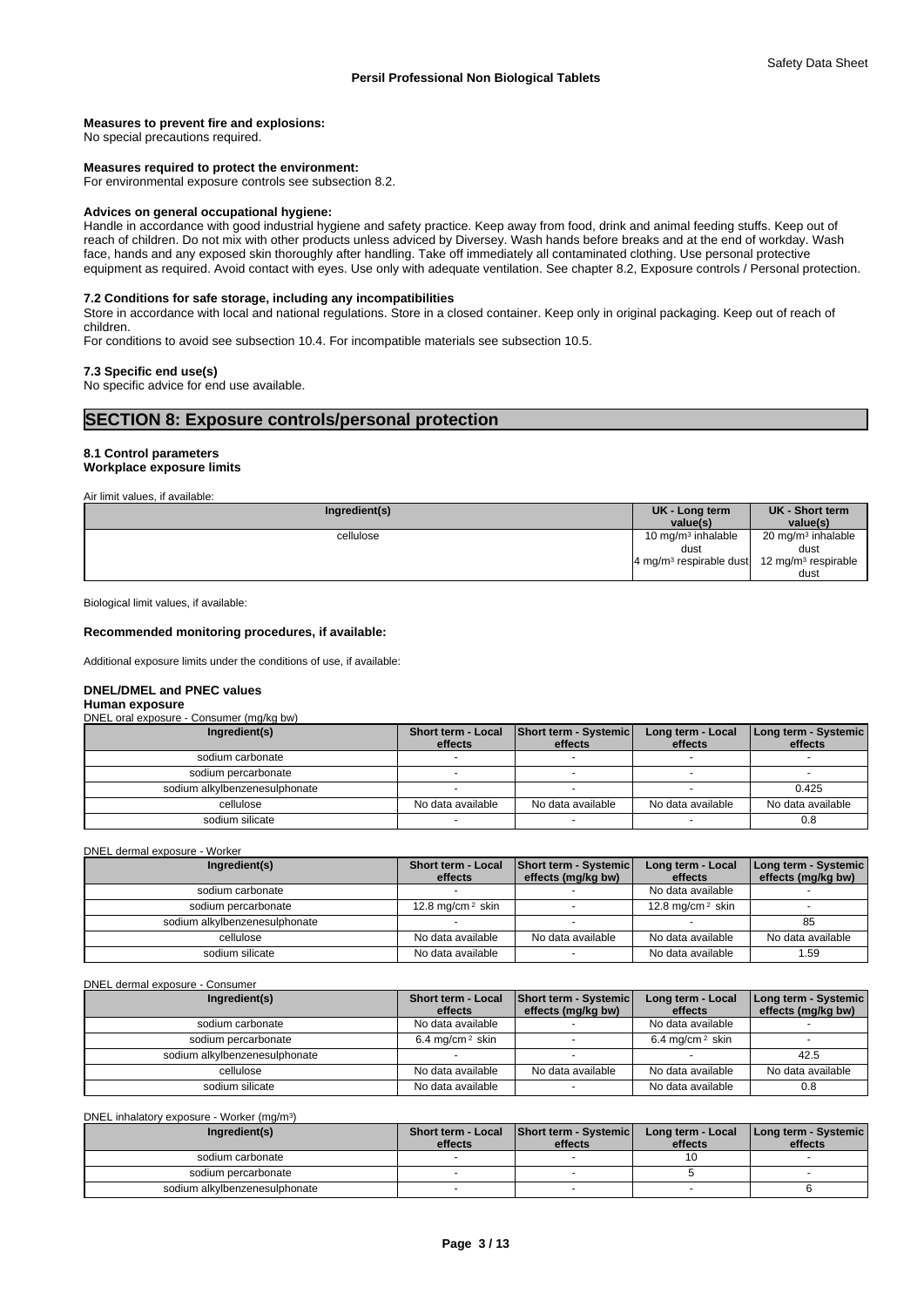**Measures to prevent fire and explosions:**
No special precautions required.

**Measures required to protect the environment:**
For environmental exposure controls see subsection 8.2.

**Advices on general occupational hygiene:**
Handle in accordance with good industrial hygiene and safety practice. Keep away from food, drink and animal feeding stuffs. Keep out of reach of children. Do not mix with other products unless adviced by Diversey. Wash hands before breaks and at the end of workday. Wash face, hands and any exposed skin thoroughly after handling. Take off immediately all contaminated clothing. Use personal protective equipment as required. Avoid contact with eyes. Use only with adequate ventilation. See chapter 8.2, Exposure controls / Personal protection.

**7.2 Conditions for safe storage, including any incompatibilities**
Store in accordance with local and national regulations. Store in a closed container. Keep only in original packaging. Keep out of reach of children.
For conditions to avoid see subsection 10.4. For incompatible materials see subsection 10.5.

**7.3 Specific end use(s)**
No specific advice for end use available.

## SECTION 8: Exposure controls/personal protection

**8.1 Control parameters**
**Workplace exposure limits**

Air limit values, if available:

| Ingredient(s) | UK - Long term value(s) | UK - Short term value(s) |
|---|---|---|
| cellulose | 10 mg/m³ inhalable dust<br>4 mg/m³ respirable dust | 20 mg/m³ inhalable dust<br>12 mg/m³ respirable dust |

Biological limit values, if available:

**Recommended monitoring procedures, if available:**

Additional exposure limits under the conditions of use, if available:

**DNEL/DMEL and PNEC values**
**Human exposure**
DNEL oral exposure - Consumer (mg/kg bw)

| Ingredient(s) | Short term - Local effects | Short term - Systemic effects | Long term - Local effects | Long term - Systemic effects |
|---|---|---|---|---|
| sodium carbonate | - | - | - | - |
| sodium percarbonate | - | - | - | - |
| sodium alkylbenzenesulphonate | - | - | - | 0.425 |
| cellulose | No data available | No data available | No data available | No data available |
| sodium silicate | - | - | - | 0.8 |

DNEL dermal exposure - Worker

| Ingredient(s) | Short term - Local effects | Short term - Systemic effects (mg/kg bw) | Long term - Local effects | Long term - Systemic effects (mg/kg bw) |
|---|---|---|---|---|
| sodium carbonate | - | - | No data available | - |
| sodium percarbonate | 12.8 mg/cm ² skin | - | 12.8 mg/cm ² skin | - |
| sodium alkylbenzenesulphonate | - | - | - | 85 |
| cellulose | No data available | No data available | No data available | No data available |
| sodium silicate | No data available | - | No data available | 1.59 |

DNEL dermal exposure - Consumer

| Ingredient(s) | Short term - Local effects | Short term - Systemic effects (mg/kg bw) | Long term - Local effects | Long term - Systemic effects (mg/kg bw) |
|---|---|---|---|---|
| sodium carbonate | No data available | - | No data available | - |
| sodium percarbonate | 6.4 mg/cm ² skin | - | 6.4 mg/cm ² skin | - |
| sodium alkylbenzenesulphonate | - | - | - | 42.5 |
| cellulose | No data available | No data available | No data available | No data available |
| sodium silicate | No data available | - | No data available | 0.8 |

DNEL inhalatory exposure - Worker (mg/m³)

| Ingredient(s) | Short term - Local effects | Short term - Systemic effects | Long term - Local effects | Long term - Systemic effects |
|---|---|---|---|---|
| sodium carbonate | - | - | 10 | - |
| sodium percarbonate | - | - | 5 | - |
| sodium alkylbenzenesulphonate | - | - | - | 6 |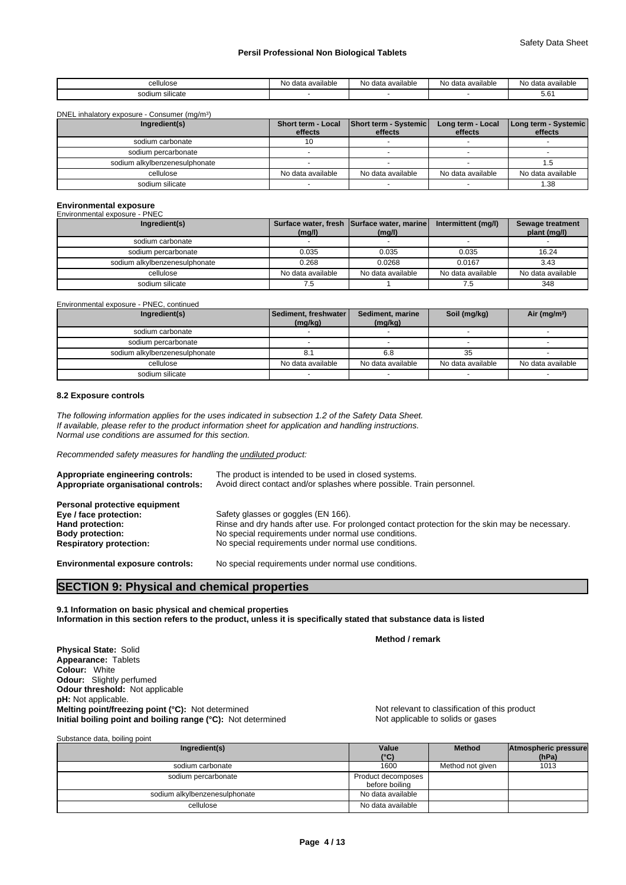| cellulose | No data available | No data available | No data available | No data available |
|---|---|---|---|---|
| sodium silicate | - | - | - | 5.61 |

DNEL inhalatory exposure - Consumer (mg/m³)

| Ingredient(s) | Short term - Local effects | Short term - Systemic effects | Long term - Local effects | Long term - Systemic effects |
|---|---|---|---|---|
| sodium carbonate | 10 | - | - | - |
| sodium percarbonate | - | - | - | - |
| sodium alkylbenzenesulphonate | - | - | - | 1.5 |
| cellulose | No data available | No data available | No data available | No data available |
| sodium silicate | - | - | - | 1.38 |

**Environmental exposure**

Environmental exposure - PNEC

| Ingredient(s) | Surface water, fresh (mg/l) | Surface water, marine (mg/l) | Intermittent (mg/l) | Sewage treatment plant (mg/l) |
|---|---|---|---|---|
| sodium carbonate | - | - | - | - |
| sodium percarbonate | 0.035 | 0.035 | 0.035 | 16.24 |
| sodium alkylbenzenesulphonate | 0.268 | 0.0268 | 0.0167 | 3.43 |
| cellulose | No data available | No data available | No data available | No data available |
| sodium silicate | 7.5 | 1 | 7.5 | 348 |

Environmental exposure - PNEC, continued

| Ingredient(s) | Sediment, freshwater (mg/kg) | Sediment, marine (mg/kg) | Soil (mg/kg) | Air (mg/m³) |
|---|---|---|---|---|
| sodium carbonate | - | - | - | - |
| sodium percarbonate | - | - | - | - |
| sodium alkylbenzenesulphonate | 8.1 | 6.8 | 35 | - |
| cellulose | No data available | No data available | No data available | No data available |
| sodium silicate | - | - | - | - |

**8.2 Exposure controls**

*The following information applies for the uses indicated in subsection 1.2 of the Safety Data Sheet.*
*If available, please refer to the product information sheet for application and handling instructions.*
*Normal use conditions are assumed for this section.*

*Recommended safety measures for handling the undiluted product:*

**Appropriate engineering controls:** The product is intended to be used in closed systems.
**Appropriate organisational controls:** Avoid direct contact and/or splashes where possible. Train personnel.

**Personal protective equipment**
**Eye / face protection:** Safety glasses or goggles (EN 166).
**Hand protection:** Rinse and dry hands after use. For prolonged contact protection for the skin may be necessary.
**Body protection:** No special requirements under normal use conditions.
**Respiratory protection:** No special requirements under normal use conditions.

**Environmental exposure controls:** No special requirements under normal use conditions.

## SECTION 9: Physical and chemical properties

**9.1 Information on basic physical and chemical properties**
**Information in this section refers to the product, unless it is specifically stated that substance data is listed**

| | **Method / remark** |
|---|---|
| **Physical State:** Solid | |
| **Appearance:** Tablets | |
| **Colour:** White | |
| **Odour:** Slightly perfumed | |
| **Odour threshold:** Not applicable | |
| **pH:** Not applicable. | |
| **Melting point/freezing point (°C):** Not determined | Not relevant to classification of this product |
| **Initial boiling point and boiling range (°C):** Not determined | Not applicable to solids or gases |

Substance data, boiling point

| Ingredient(s) | Value (°C) | Method | Atmospheric pressure (hPa) |
|---|---|---|---|
| sodium carbonate | 1600 | Method not given | 1013 |
| sodium percarbonate | Product decomposes before boiling | | |
| sodium alkylbenzenesulphonate | No data available | | |
| cellulose | No data available | | |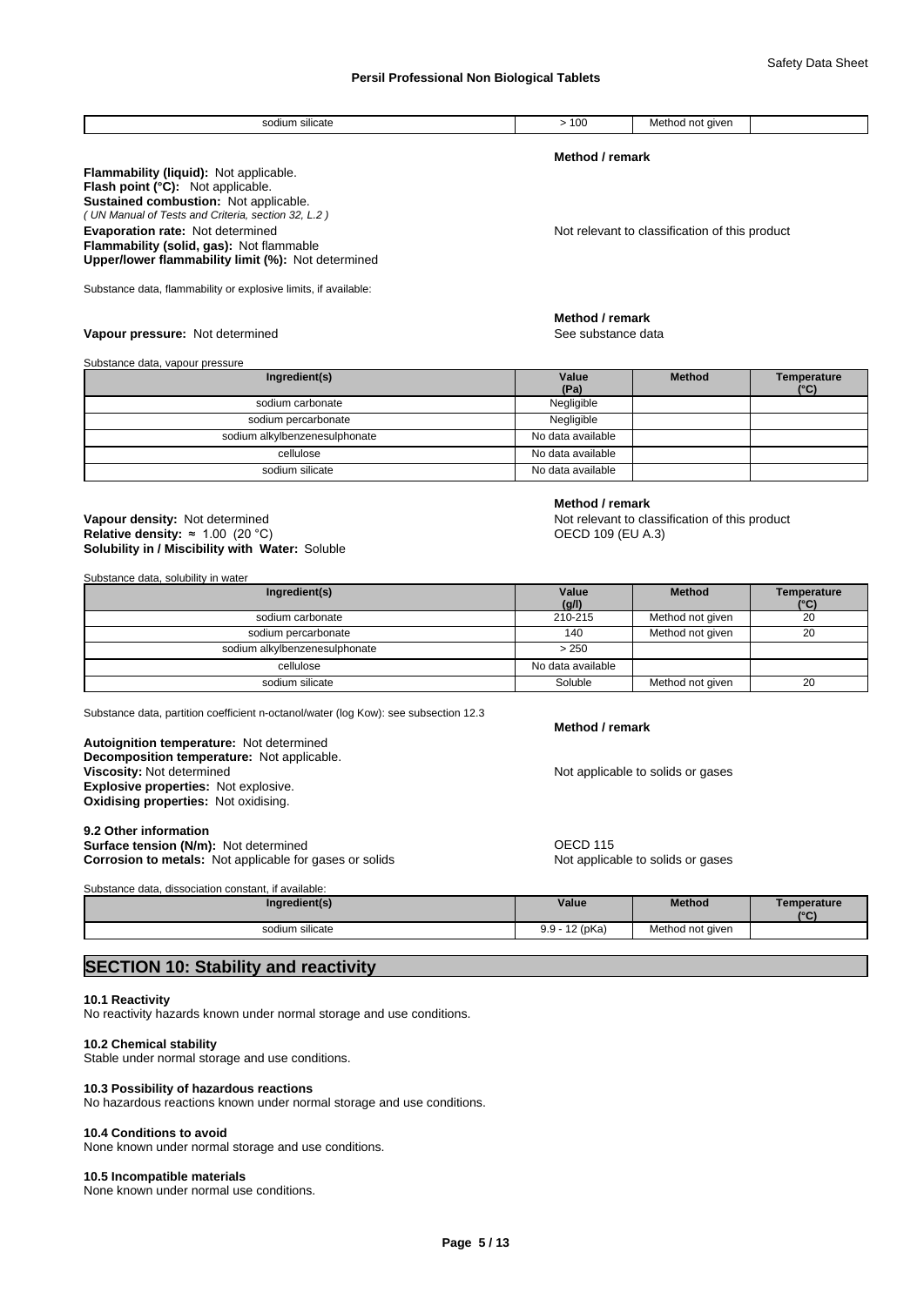| sodium silicate | > 100 | Method not given | |
|---|---|---|---|

**Method / remark**

**Flammability (liquid):** Not applicable.
**Flash point (°C):** Not applicable.
**Sustained combustion:** Not applicable.
*( UN Manual of Tests and Criteria, section 32, L.2 )*
**Evaporation rate:** Not determined — Not relevant to classification of this product
**Flammability (solid, gas):** Not flammable
**Upper/lower flammability limit (%):** Not determined

Substance data, flammability or explosive limits, if available:

**Method / remark**

**Vapour pressure:** Not determined — See substance data

Substance data, vapour pressure

| Ingredient(s) | Value (Pa) | Method | Temperature (°C) |
|---|---|---|---|
| sodium carbonate | Negligible | | |
| sodium percarbonate | Negligible | | |
| sodium alkylbenzenesulphonate | No data available | | |
| cellulose | No data available | | |
| sodium silicate | No data available | | |

**Method / remark**

**Vapour density:** Not determined — Not relevant to classification of this product
**Relative density:** ≈ 1.00 (20 °C) — OECD 109 (EU A.3)
**Solubility in / Miscibility with Water:** Soluble

Substance data, solubility in water

| Ingredient(s) | Value (g/l) | Method | Temperature (°C) |
|---|---|---|---|
| sodium carbonate | 210-215 | Method not given | 20 |
| sodium percarbonate | 140 | Method not given | 20 |
| sodium alkylbenzenesulphonate | > 250 | | |
| cellulose | No data available | | |
| sodium silicate | Soluble | Method not given | 20 |

Substance data, partition coefficient n-octanol/water (log Kow): see subsection 12.3

**Method / remark**

**Autoignition temperature:** Not determined
**Decomposition temperature:** Not applicable.
**Viscosity:** Not determined — Not applicable to solids or gases
**Explosive properties:** Not explosive.
**Oxidising properties:** Not oxidising.

**9.2 Other information**
**Surface tension (N/m):** Not determined — OECD 115
**Corrosion to metals:** Not applicable for gases or solids — Not applicable to solids or gases

Substance data, dissociation constant, if available:

| Ingredient(s) | Value | Method | Temperature (°C) |
|---|---|---|---|
| sodium silicate | 9.9 - 12 (pKa) | Method not given | |

## SECTION 10: Stability and reactivity

**10.1 Reactivity**
No reactivity hazards known under normal storage and use conditions.

**10.2 Chemical stability**
Stable under normal storage and use conditions.

**10.3 Possibility of hazardous reactions**
No hazardous reactions known under normal storage and use conditions.

**10.4 Conditions to avoid**
None known under normal storage and use conditions.

**10.5 Incompatible materials**
None known under normal use conditions.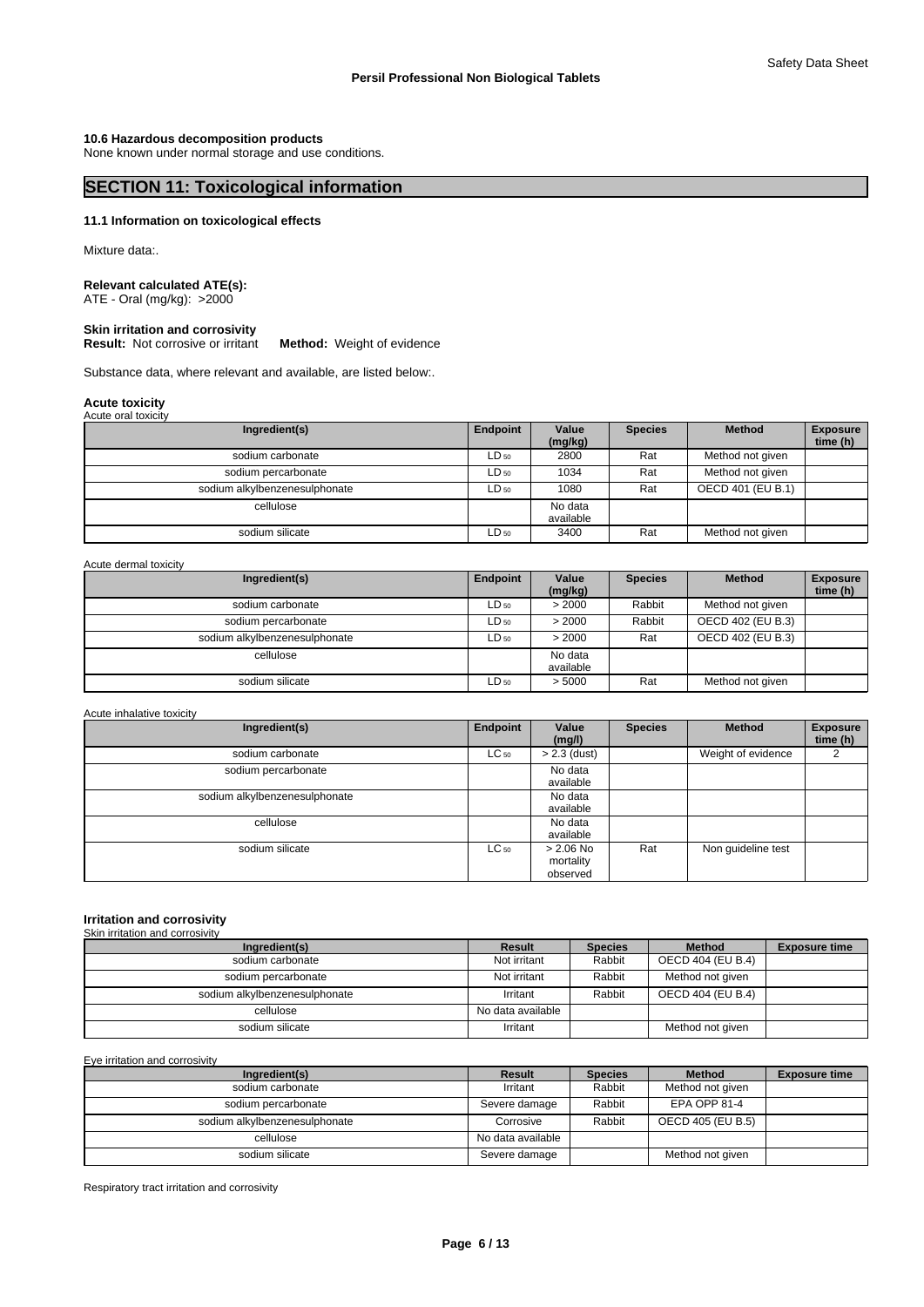#### 10.6 Hazardous decomposition products

None known under normal storage and use conditions.

## SECTION 11: Toxicological information

#### 11.1 Information on toxicological effects

Mixture data:.

**Relevant calculated ATE(s):**
ATE - Oral (mg/kg): >2000

**Skin irritation and corrosivity**
**Result:** Not corrosive or irritant **Method:** Weight of evidence

Substance data, where relevant and available, are listed below:.

**Acute toxicity**

Acute oral toxicity

| Ingredient(s) | Endpoint | Value (mg/kg) | Species | Method | Exposure time (h) |
|---|---|---|---|---|---|
| sodium carbonate | $LD_{50}$ | 2800 | Rat | Method not given | |
| sodium percarbonate | $LD_{50}$ | 1034 | Rat | Method not given | |
| sodium alkylbenzenesulphonate | $LD_{50}$ | 1080 | Rat | OECD 401 (EU B.1) | |
| cellulose | | No data available | | | |
| sodium silicate | $LD_{50}$ | 3400 | Rat | Method not given | |

Acute dermal toxicity

| Ingredient(s) | Endpoint | Value (mg/kg) | Species | Method | Exposure time (h) |
|---|---|---|---|---|---|
| sodium carbonate | $LD_{50}$ | > 2000 | Rabbit | Method not given | |
| sodium percarbonate | $LD_{50}$ | > 2000 | Rabbit | OECD 402 (EU B.3) | |
| sodium alkylbenzenesulphonate | $LD_{50}$ | > 2000 | Rat | OECD 402 (EU B.3) | |
| cellulose | | No data available | | | |
| sodium silicate | $LD_{50}$ | > 5000 | Rat | Method not given | |

Acute inhalative toxicity

| Ingredient(s) | Endpoint | Value (mg/l) | Species | Method | Exposure time (h) |
|---|---|---|---|---|---|
| sodium carbonate | $LC_{50}$ | > 2.3 (dust) | | Weight of evidence | 2 |
| sodium percarbonate | | No data available | | | |
| sodium alkylbenzenesulphonate | | No data available | | | |
| cellulose | | No data available | | | |
| sodium silicate | $LC_{50}$ | > 2.06 No mortality observed | Rat | Non guideline test | |

**Irritation and corrosivity**

Skin irritation and corrosivity

| Ingredient(s) | Result | Species | Method | Exposure time |
|---|---|---|---|---|
| sodium carbonate | Not irritant | Rabbit | OECD 404 (EU B.4) | |
| sodium percarbonate | Not irritant | Rabbit | Method not given | |
| sodium alkylbenzenesulphonate | Irritant | Rabbit | OECD 404 (EU B.4) | |
| cellulose | No data available | | | |
| sodium silicate | Irritant | | Method not given | |

Eye irritation and corrosivity

| Ingredient(s) | Result | Species | Method | Exposure time |
|---|---|---|---|---|
| sodium carbonate | Irritant | Rabbit | Method not given | |
| sodium percarbonate | Severe damage | Rabbit | EPA OPP 81-4 | |
| sodium alkylbenzenesulphonate | Corrosive | Rabbit | OECD 405 (EU B.5) | |
| cellulose | No data available | | | |
| sodium silicate | Severe damage | | Method not given | |

Respiratory tract irritation and corrosivity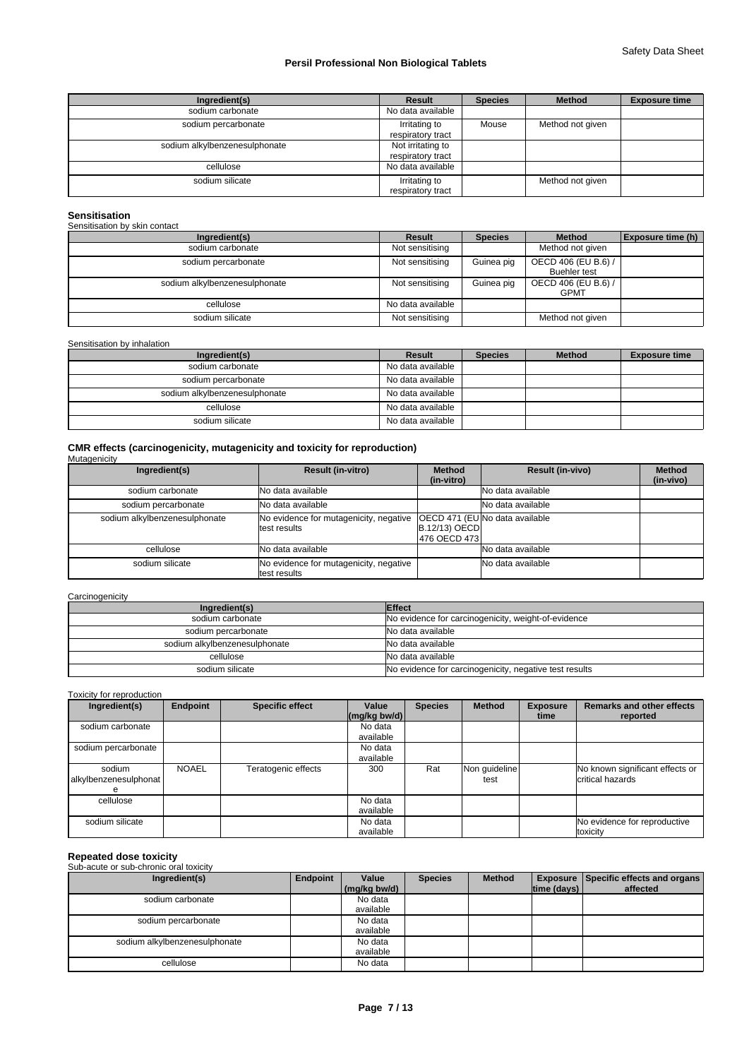| Ingredient(s) | Result | Species | Method | Exposure time |
|---|---|---|---|---|
| sodium carbonate | No data available | | | |
| sodium percarbonate | Irritating to respiratory tract | Mouse | Method not given | |
| sodium alkylbenzenesulphonate | Not irritating to respiratory tract | | | |
| cellulose | No data available | | | |
| sodium silicate | Irritating to respiratory tract | | Method not given | |

## Sensitisation

Sensitisation by skin contact

| Ingredient(s) | Result | Species | Method | Exposure time (h) |
|---|---|---|---|---|
| sodium carbonate | Not sensitising | | Method not given | |
| sodium percarbonate | Not sensitising | Guinea pig | OECD 406 (EU B.6) / Buehler test | |
| sodium alkylbenzenesulphonate | Not sensitising | Guinea pig | OECD 406 (EU B.6) / GPMT | |
| cellulose | No data available | | | |
| sodium silicate | Not sensitising | | Method not given | |

Sensitisation by inhalation

| Ingredient(s) | Result | Species | Method | Exposure time |
|---|---|---|---|---|
| sodium carbonate | No data available | | | |
| sodium percarbonate | No data available | | | |
| sodium alkylbenzenesulphonate | No data available | | | |
| cellulose | No data available | | | |
| sodium silicate | No data available | | | |

## CMR effects (carcinogenicity, mutagenicity and toxicity for reproduction)

Mutagenicity

| Ingredient(s) | Result (in-vitro) | Method (in-vitro) | Result (in-vivo) | Method (in-vivo) |
|---|---|---|---|---|
| sodium carbonate | No data available | | No data available | |
| sodium percarbonate | No data available | | No data available | |
| sodium alkylbenzenesulphonate | No evidence for mutagenicity, negative test results | OECD 471 (EU B.12/13) OECD 476 OECD 473 | No data available | |
| cellulose | No data available | | No data available | |
| sodium silicate | No evidence for mutagenicity, negative test results | | No data available | |

Carcinogenicity

| Ingredient(s) | Effect |
|---|---|
| sodium carbonate | No evidence for carcinogenicity, weight-of-evidence |
| sodium percarbonate | No data available |
| sodium alkylbenzenesulphonate | No data available |
| cellulose | No data available |
| sodium silicate | No evidence for carcinogenicity, negative test results |

Toxicity for reproduction

| Ingredient(s) | Endpoint | Specific effect | Value (mg/kg bw/d) | Species | Method | Exposure time | Remarks and other effects reported |
|---|---|---|---|---|---|---|---|
| sodium carbonate | | | No data available | | | | |
| sodium percarbonate | | | No data available | | | | |
| sodium alkylbenzenesulphonate | NOAEL | Teratogenic effects | 300 | Rat | Non guideline test | | No known significant effects or critical hazards |
| cellulose | | | No data available | | | | |
| sodium silicate | | | No data available | | | | No evidence for reproductive toxicity |

## Repeated dose toxicity

Sub-acute or sub-chronic oral toxicity

| Ingredient(s) | Endpoint | Value (mg/kg bw/d) | Species | Method | Exposure time (days) | Specific effects and organs affected |
|---|---|---|---|---|---|---|
| sodium carbonate | | No data available | | | | |
| sodium percarbonate | | No data available | | | | |
| sodium alkylbenzenesulphonate | | No data available | | | | |
| cellulose | | No data | | | | |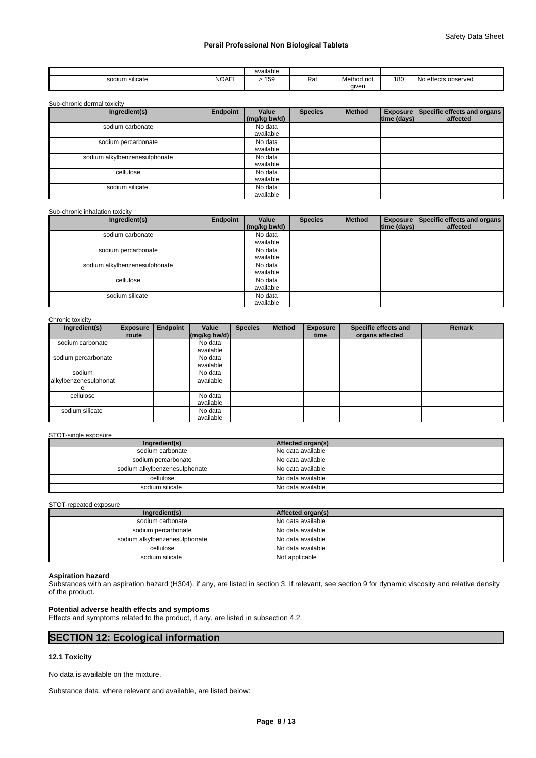| | | available | | | | |
|---|---|---|---|---|---|---|
| sodium silicate | NOAEL | > 159 | Rat | Method not given | 180 | No effects observed |

Sub-chronic dermal toxicity

| Ingredient(s) | Endpoint | Value (mg/kg bw/d) | Species | Method | Exposure time (days) | Specific effects and organs affected |
|---|---|---|---|---|---|---|
| sodium carbonate | | No data available | | | | |
| sodium percarbonate | | No data available | | | | |
| sodium alkylbenzenesulphonate | | No data available | | | | |
| cellulose | | No data available | | | | |
| sodium silicate | | No data available | | | | |

Sub-chronic inhalation toxicity

| Ingredient(s) | Endpoint | Value (mg/kg bw/d) | Species | Method | Exposure time (days) | Specific effects and organs affected |
|---|---|---|---|---|---|---|
| sodium carbonate | | No data available | | | | |
| sodium percarbonate | | No data available | | | | |
| sodium alkylbenzenesulphonate | | No data available | | | | |
| cellulose | | No data available | | | | |
| sodium silicate | | No data available | | | | |

Chronic toxicity

| Ingredient(s) | Exposure route | Endpoint | Value (mg/kg bw/d) | Species | Method | Exposure time | Specific effects and organs affected | Remark |
|---|---|---|---|---|---|---|---|---|
| sodium carbonate | | | No data available | | | | | |
| sodium percarbonate | | | No data available | | | | | |
| sodium alkylbenzenesulphonate | | | No data available | | | | | |
| cellulose | | | No data available | | | | | |
| sodium silicate | | | No data available | | | | | |

STOT-single exposure

| Ingredient(s) | Affected organ(s) |
|---|---|
| sodium carbonate | No data available |
| sodium percarbonate | No data available |
| sodium alkylbenzenesulphonate | No data available |
| cellulose | No data available |
| sodium silicate | No data available |

STOT-repeated exposure

| Ingredient(s) | Affected organ(s) |
|---|---|
| sodium carbonate | No data available |
| sodium percarbonate | No data available |
| sodium alkylbenzenesulphonate | No data available |
| cellulose | No data available |
| sodium silicate | Not applicable |

**Aspiration hazard**

Substances with an aspiration hazard (H304), if any, are listed in section 3. If relevant, see section 9 for dynamic viscosity and relative density of the product.

**Potential adverse health effects and symptoms**

Effects and symptoms related to the product, if any, are listed in subsection 4.2.

## SECTION 12: Ecological information

### 12.1 Toxicity

No data is available on the mixture.

Substance data, where relevant and available, are listed below: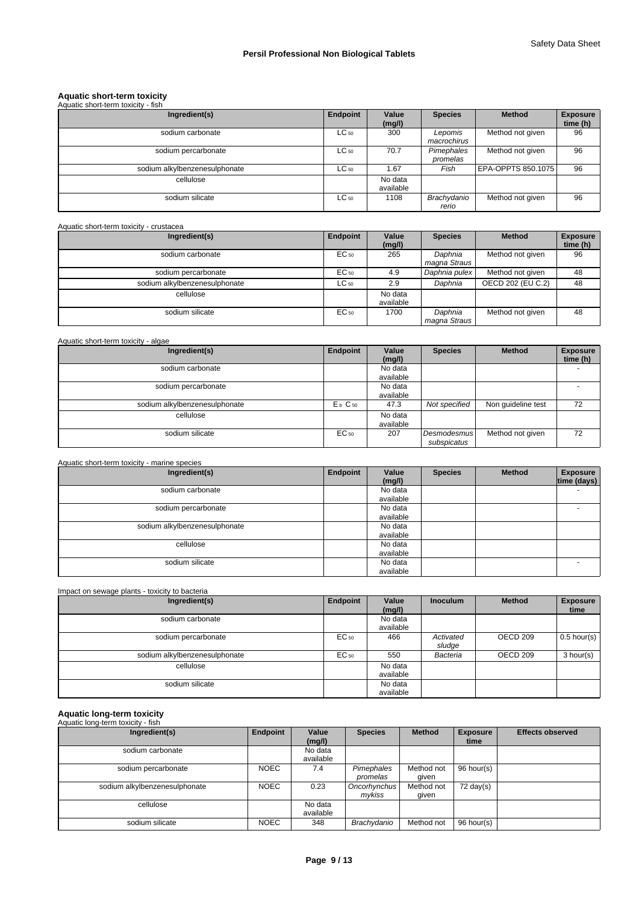## Aquatic short-term toxicity

Aquatic short-term toxicity - fish

| Ingredient(s) | Endpoint | Value (mg/l) | Species | Method | Exposure time (h) |
|---|---|---|---|---|---|
| sodium carbonate | $LC_{50}$ | 300 | *Lepomis macrochirus* | Method not given | 96 |
| sodium percarbonate | $LC_{50}$ | 70.7 | *Pimephales promelas* | Method not given | 96 |
| sodium alkylbenzenesulphonate | $LC_{50}$ | 1.67 | *Fish* | EPA-OPPTS 850.1075 | 96 |
| cellulose | | No data available | | | |
| sodium silicate | $LC_{50}$ | 1108 | *Brachydanio rerio* | Method not given | 96 |

Aquatic short-term toxicity - crustacea

| Ingredient(s) | Endpoint | Value (mg/l) | Species | Method | Exposure time (h) |
|---|---|---|---|---|---|
| sodium carbonate | $EC_{50}$ | 265 | *Daphnia magna Straus* | Method not given | 96 |
| sodium percarbonate | $EC_{50}$ | 4.9 | *Daphnia pulex* | Method not given | 48 |
| sodium alkylbenzenesulphonate | $LC_{50}$ | 2.9 | *Daphnia* | OECD 202 (EU C.2) | 48 |
| cellulose | | No data available | | | |
| sodium silicate | $EC_{50}$ | 1700 | *Daphnia magna Straus* | Method not given | 48 |

Aquatic short-term toxicity - algae

| Ingredient(s) | Endpoint | Value (mg/l) | Species | Method | Exposure time (h) |
|---|---|---|---|---|---|
| sodium carbonate | | No data available | | | - |
| sodium percarbonate | | No data available | | | - |
| sodium alkylbenzenesulphonate | $E_bC_{50}$ | 47.3 | *Not specified* | Non guideline test | 72 |
| cellulose | | No data available | | | |
| sodium silicate | $EC_{50}$ | 207 | *Desmodesmus subspicatus* | Method not given | 72 |

Aquatic short-term toxicity - marine species

| Ingredient(s) | Endpoint | Value (mg/l) | Species | Method | Exposure time (days) |
|---|---|---|---|---|---|
| sodium carbonate | | No data available | | | - |
| sodium percarbonate | | No data available | | | - |
| sodium alkylbenzenesulphonate | | No data available | | | |
| cellulose | | No data available | | | |
| sodium silicate | | No data available | | | - |

Impact on sewage plants - toxicity to bacteria

| Ingredient(s) | Endpoint | Value (mg/l) | Inoculum | Method | Exposure time |
|---|---|---|---|---|---|
| sodium carbonate | | No data available | | | |
| sodium percarbonate | $EC_{50}$ | 466 | *Activated sludge* | OECD 209 | 0.5 hour(s) |
| sodium alkylbenzenesulphonate | $EC_{50}$ | 550 | *Bacteria* | OECD 209 | 3 hour(s) |
| cellulose | | No data available | | | |
| sodium silicate | | No data available | | | |

## Aquatic long-term toxicity

Aquatic long-term toxicity - fish

| Ingredient(s) | Endpoint | Value (mg/l) | Species | Method | Exposure time | Effects observed |
|---|---|---|---|---|---|---|
| sodium carbonate | | No data available | | | | |
| sodium percarbonate | NOEC | 7.4 | *Pimephales promelas* | Method not given | 96 hour(s) | |
| sodium alkylbenzenesulphonate | NOEC | 0.23 | *Oncorhynchus mykiss* | Method not given | 72 day(s) | |
| cellulose | | No data available | | | | |
| sodium silicate | NOEC | 348 | *Brachydanio* | Method not | 96 hour(s) | |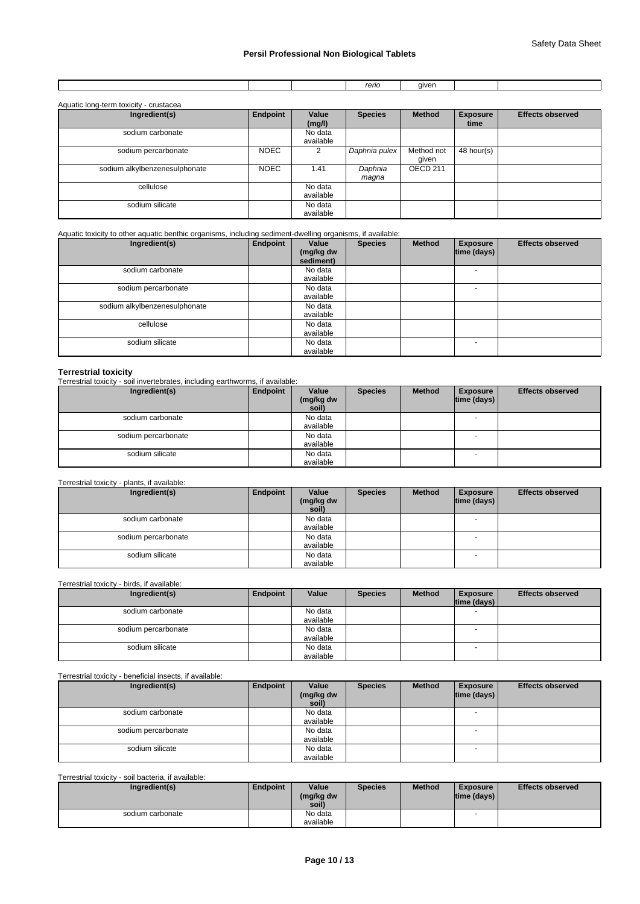| | | | *rerio* | given | | |
|---|---|---|---|---|---|---|

Aquatic long-term toxicity - crustacea

| Ingredient(s) | Endpoint | Value (mg/l) | Species | Method | Exposure time | Effects observed |
|---|---|---|---|---|---|---|
| sodium carbonate | | No data available | | | | |
| sodium percarbonate | NOEC | 2 | *Daphnia pulex* | Method not given | 48 hour(s) | |
| sodium alkylbenzenesulphonate | NOEC | 1.41 | *Daphnia magna* | OECD 211 | | |
| cellulose | | No data available | | | | |
| sodium silicate | | No data available | | | | |

Aquatic toxicity to other aquatic benthic organisms, including sediment-dwelling organisms, if available:

| Ingredient(s) | Endpoint | Value (mg/kg dw sediment) | Species | Method | Exposure time (days) | Effects observed |
|---|---|---|---|---|---|---|
| sodium carbonate | | No data available | | | - | |
| sodium percarbonate | | No data available | | | - | |
| sodium alkylbenzenesulphonate | | No data available | | | | |
| cellulose | | No data available | | | | |
| sodium silicate | | No data available | | | - | |

**Terrestrial toxicity**

Terrestrial toxicity - soil invertebrates, including earthworms, if available:

| Ingredient(s) | Endpoint | Value (mg/kg dw soil) | Species | Method | Exposure time (days) | Effects observed |
|---|---|---|---|---|---|---|
| sodium carbonate | | No data available | | | - | |
| sodium percarbonate | | No data available | | | - | |
| sodium silicate | | No data available | | | - | |

Terrestrial toxicity - plants, if available:

| Ingredient(s) | Endpoint | Value (mg/kg dw soil) | Species | Method | Exposure time (days) | Effects observed |
|---|---|---|---|---|---|---|
| sodium carbonate | | No data available | | | - | |
| sodium percarbonate | | No data available | | | - | |
| sodium silicate | | No data available | | | - | |

Terrestrial toxicity - birds, if available:

| Ingredient(s) | Endpoint | Value | Species | Method | Exposure time (days) | Effects observed |
|---|---|---|---|---|---|---|
| sodium carbonate | | No data available | | | - | |
| sodium percarbonate | | No data available | | | - | |
| sodium silicate | | No data available | | | - | |

Terrestrial toxicity - beneficial insects, if available:

| Ingredient(s) | Endpoint | Value (mg/kg dw soil) | Species | Method | Exposure time (days) | Effects observed |
|---|---|---|---|---|---|---|
| sodium carbonate | | No data available | | | - | |
| sodium percarbonate | | No data available | | | - | |
| sodium silicate | | No data available | | | - | |

Terrestrial toxicity - soil bacteria, if available:

| Ingredient(s) | Endpoint | Value (mg/kg dw soil) | Species | Method | Exposure time (days) | Effects observed |
|---|---|---|---|---|---|---|
| sodium carbonate | | No data available | | | - | |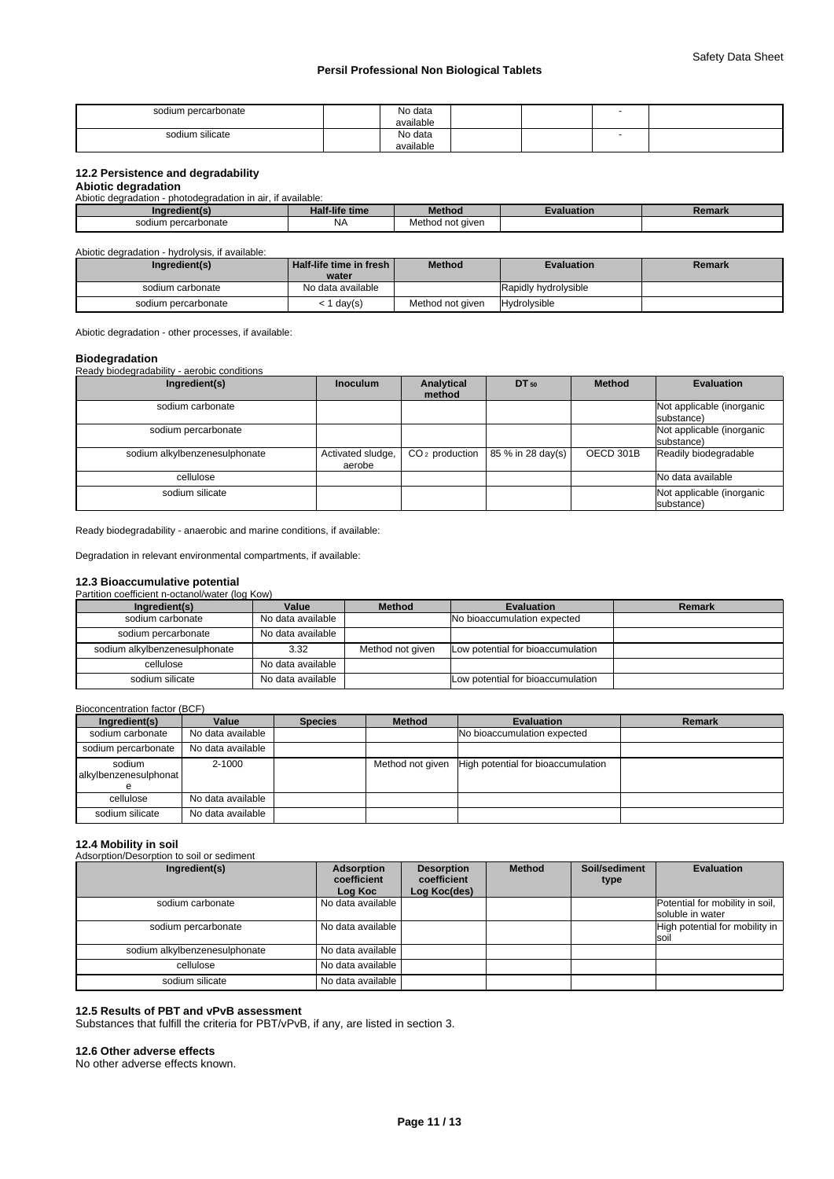| sodium percarbonate | | No data available | | | - | |
|---|---|---|---|---|---|---|
| sodium silicate | | No data available | | | - | |

### 12.2 Persistence and degradability

**Abiotic degradation**

Abiotic degradation - photodegradation in air, if available:

| Ingredient(s) | Half-life time | Method | Evaluation | Remark |
|---|---|---|---|---|
| sodium percarbonate | NA | Method not given | | |

Abiotic degradation - hydrolysis, if available:

| Ingredient(s) | Half-life time in fresh water | Method | Evaluation | Remark |
|---|---|---|---|---|
| sodium carbonate | No data available | | Rapidly hydrolysible | |
| sodium percarbonate | < 1 day(s) | Method not given | Hydrolysible | |

Abiotic degradation - other processes, if available:

**Biodegradation**

Ready biodegradability - aerobic conditions

| Ingredient(s) | Inoculum | Analytical method | $DT_{50}$ | Method | Evaluation |
|---|---|---|---|---|---|
| sodium carbonate | | | | | Not applicable (inorganic substance) |
| sodium percarbonate | | | | | Not applicable (inorganic substance) |
| sodium alkylbenzenesulphonate | Activated sludge, aerobe | $CO_2$ production | 85 % in 28 day(s) | OECD 301B | Readily biodegradable |
| cellulose | | | | | No data available |
| sodium silicate | | | | | Not applicable (inorganic substance) |

Ready biodegradability - anaerobic and marine conditions, if available:

Degradation in relevant environmental compartments, if available:

### 12.3 Bioaccumulative potential

Partition coefficient n-octanol/water (log Kow)

| Ingredient(s) | Value | Method | Evaluation | Remark |
|---|---|---|---|---|
| sodium carbonate | No data available | | No bioaccumulation expected | |
| sodium percarbonate | No data available | | | |
| sodium alkylbenzenesulphonate | 3.32 | Method not given | Low potential for bioaccumulation | |
| cellulose | No data available | | | |
| sodium silicate | No data available | | Low potential for bioaccumulation | |

Bioconcentration factor (BCF)

| Ingredient(s) | Value | Species | Method | Evaluation | Remark |
|---|---|---|---|---|---|
| sodium carbonate | No data available | | | No bioaccumulation expected | |
| sodium percarbonate | No data available | | | | |
| sodium alkylbenzenesulphonate | 2-1000 | | Method not given | High potential for bioaccumulation | |
| cellulose | No data available | | | | |
| sodium silicate | No data available | | | | |

### 12.4 Mobility in soil

Adsorption/Desorption to soil or sediment

| Ingredient(s) | Adsorption coefficient Log Koc | Desorption coefficient Log Koc(des) | Method | Soil/sediment type | Evaluation |
|---|---|---|---|---|---|
| sodium carbonate | No data available | | | | Potential for mobility in soil, soluble in water |
| sodium percarbonate | No data available | | | | High potential for mobility in soil |
| sodium alkylbenzenesulphonate | No data available | | | | |
| cellulose | No data available | | | | |
| sodium silicate | No data available | | | | |

### 12.5 Results of PBT and vPvB assessment

Substances that fulfill the criteria for PBT/vPvB, if any, are listed in section 3.

### 12.6 Other adverse effects

No other adverse effects known.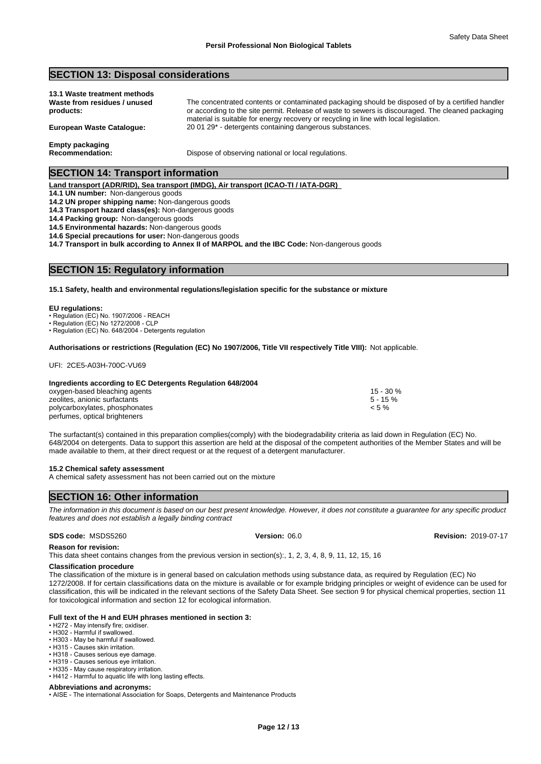## SECTION 13: Disposal considerations

**13.1 Waste treatment methods**

**Waste from residues / unused products:** The concentrated contents or contaminated packaging should be disposed of by a certified handler or according to the site permit. Release of waste to sewers is discouraged. The cleaned packaging material is suitable for energy recovery or recycling in line with local legislation.

**European Waste Catalogue:** 20 01 29* - detergents containing dangerous substances.

**Empty packaging**

**Recommendation:** Dispose of observing national or local regulations.

## SECTION 14: Transport information

**Land transport (ADR/RID), Sea transport (IMDG), Air transport (ICAO-TI / IATA-DGR)**

**14.1 UN number:** Non-dangerous goods

**14.2 UN proper shipping name:** Non-dangerous goods

**14.3 Transport hazard class(es):** Non-dangerous goods

**14.4 Packing group:** Non-dangerous goods

**14.5 Environmental hazards:** Non-dangerous goods

**14.6 Special precautions for user:** Non-dangerous goods

**14.7 Transport in bulk according to Annex II of MARPOL and the IBC Code:** Non-dangerous goods

## SECTION 15: Regulatory information

**15.1 Safety, health and environmental regulations/legislation specific for the substance or mixture**

**EU regulations:**

- Regulation (EC) No. 1907/2006 - REACH
- Regulation (EC) No 1272/2008 - CLP
- Regulation (EC) No. 648/2004 - Detergents regulation

**Authorisations or restrictions (Regulation (EC) No 1907/2006, Title VII respectively Title VIII):** Not applicable.

UFI: 2CE5-A03H-700C-VU69

**Ingredients according to EC Detergents Regulation 648/2004**

| | |
|---|---|
| oxygen-based bleaching agents | 15 - 30 % |
| zeolites, anionic surfactants | 5 - 15 % |
| polycarboxylates, phosphonates | < 5 % |
| perfumes, optical brighteners | |

The surfactant(s) contained in this preparation complies(comply) with the biodegradability criteria as laid down in Regulation (EC) No. 648/2004 on detergents. Data to support this assertion are held at the disposal of the competent authorities of the Member States and will be made available to them, at their direct request or at the request of a detergent manufacturer.

**15.2 Chemical safety assessment**

A chemical safety assessment has not been carried out on the mixture

## SECTION 16: Other information

*The information in this document is based on our best present knowledge. However, it does not constitute a guarantee for any specific product features and does not establish a legally binding contract*

**SDS code:** MSDS5260 **Version:** 06.0 **Revision:** 2019-07-17

**Reason for revision:**

This data sheet contains changes from the previous version in section(s):, 1, 2, 3, 4, 8, 9, 11, 12, 15, 16

**Classification procedure**

The classification of the mixture is in general based on calculation methods using substance data, as required by Regulation (EC) No 1272/2008. If for certain classifications data on the mixture is available or for example bridging principles or weight of evidence can be used for classification, this will be indicated in the relevant sections of the Safety Data Sheet. See section 9 for physical chemical properties, section 11 for toxicological information and section 12 for ecological information.

**Full text of the H and EUH phrases mentioned in section 3:**

- H272 - May intensify fire; oxidiser.
- H302 - Harmful if swallowed.
- H303 - May be harmful if swallowed.
- H315 - Causes skin irritation.
- H318 - Causes serious eye damage.
- H319 - Causes serious eye irritation.
- H335 - May cause respiratory irritation.
- H412 - Harmful to aquatic life with long lasting effects.

**Abbreviations and acronyms:**

- AISE - The international Association for Soaps, Detergents and Maintenance Products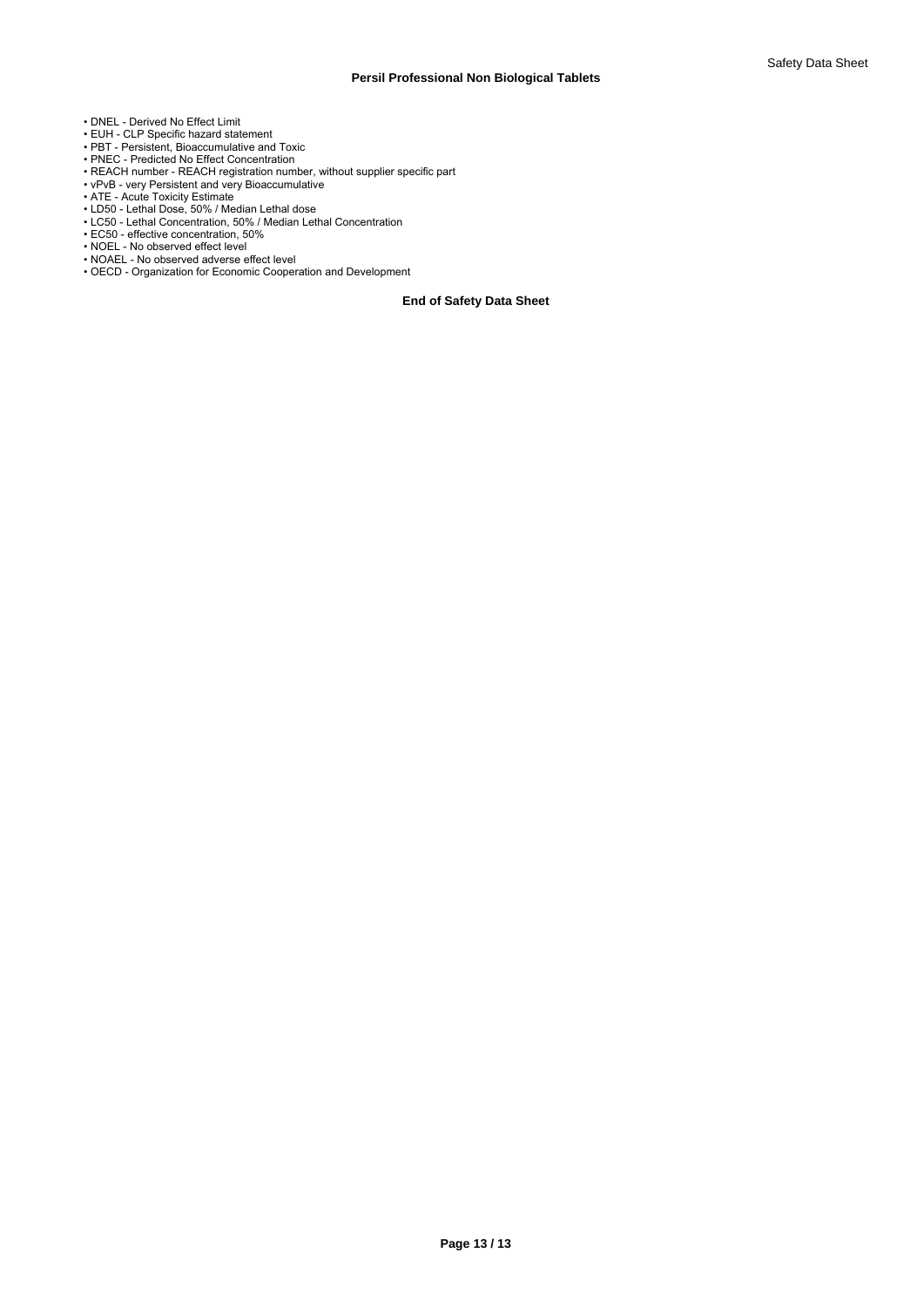- DNEL - Derived No Effect Limit
- EUH - CLP Specific hazard statement
- PBT - Persistent, Bioaccumulative and Toxic
- PNEC - Predicted No Effect Concentration
- REACH number - REACH registration number, without supplier specific part
- vPvB - very Persistent and very Bioaccumulative
- ATE - Acute Toxicity Estimate
- LD50 - Lethal Dose, 50% / Median Lethal dose
- LC50 - Lethal Concentration, 50% / Median Lethal Concentration
- EC50 - effective concentration, 50%
- NOEL - No observed effect level
- NOAEL - No observed adverse effect level
- OECD - Organization for Economic Cooperation and Development

**End of Safety Data Sheet**